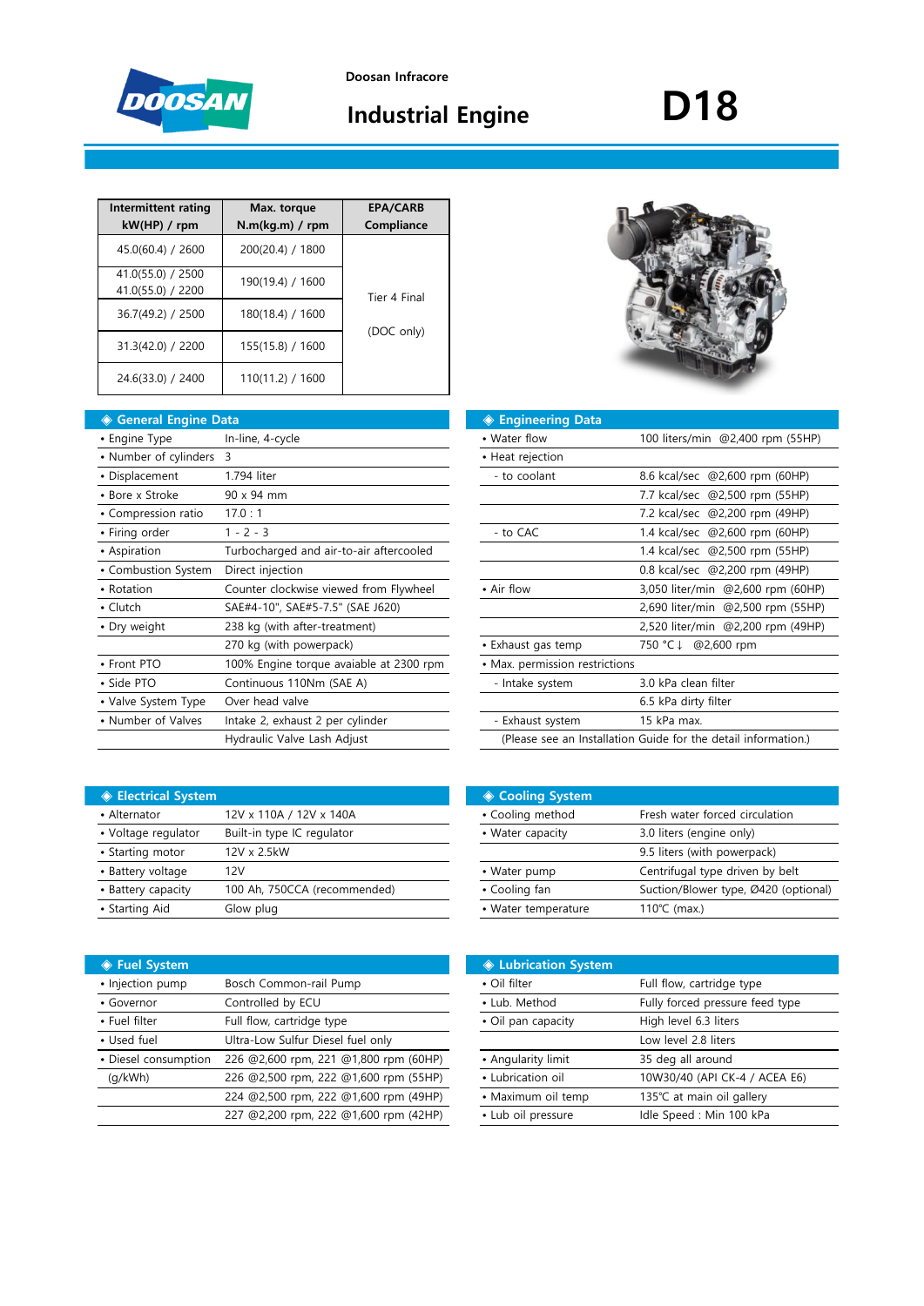Doosan Infracore

# Industrial Engine

# D18

| Intermittent rating kW(HP) / rpm | Max. torque N.m(kg.m) / rpm | EPA/CARB Compliance |
|---|---|---|
| 45.0(60.4) / 2600 | 200(20.4) / 1800 | Tier 4 Final (DOC only) |
| 41.0(55.0) / 2500<br>41.0(55.0) / 2200 | 190(19.4) / 1600 | |
| 36.7(49.2) / 2500 | 180(18.4) / 1600 | |
| 31.3(42.0) / 2200 | 155(15.8) / 1600 | |
| 24.6(33.0) / 2400 | 110(11.2) / 1600 | |

## ◈ General Engine Data

| | |
|---|---|
| • Engine Type | In-line, 4-cycle |
| • Number of cylinders | 3 |
| • Displacement | 1.794 liter |
| • Bore x Stroke | 90 x 94 mm |
| • Compression ratio | 17.0 : 1 |
| • Firing order | 1 - 2 - 3 |
| • Aspiration | Turbocharged and air-to-air aftercooled |
| • Combustion System | Direct injection |
| • Rotation | Counter clockwise viewed from Flywheel |
| • Clutch | SAE#4-10", SAE#5-7.5" (SAE J620) |
| • Dry weight | 238 kg (with after-treatment) |
| | 270 kg (with powerpack) |
| • Front PTO | 100% Engine torque avaiable at 2300 rpm |
| • Side PTO | Continuous 110Nm (SAE A) |
| • Valve System Type | Over head valve |
| • Number of Valves | Intake 2, exhaust 2 per cylinder |
| | Hydraulic Valve Lash Adjust |

## ◈ Engineering Data

| | |
|---|---|
| • Water flow | 100 liters/min @2,400 rpm (55HP) |
| • Heat rejection | |
| - to coolant | 8.6 kcal/sec @2,600 rpm (60HP) |
| | 7.7 kcal/sec @2,500 rpm (55HP) |
| | 7.2 kcal/sec @2,200 rpm (49HP) |
| - to CAC | 1.4 kcal/sec @2,600 rpm (60HP) |
| | 1.4 kcal/sec @2,500 rpm (55HP) |
| | 0.8 kcal/sec @2,200 rpm (49HP) |
| • Air flow | 3,050 liter/min @2,600 rpm (60HP) |
| | 2,690 liter/min @2,500 rpm (55HP) |
| | 2,520 liter/min @2,200 rpm (49HP) |
| • Exhaust gas temp | 750 °C ↓ @2,600 rpm |
| • Max. permission restrictions | |
| - Intake system | 3.0 kPa clean filter |
| | 6.5 kPa dirty filter |
| - Exhaust system | 15 kPa max. |
| (Please see an Installation Guide for the detail information.) | |

## ◈ Electrical System

| | |
|---|---|
| • Alternator | 12V x 110A / 12V x 140A |
| • Voltage regulator | Built-in type IC regulator |
| • Starting motor | 12V x 2.5kW |
| • Battery voltage | 12V |
| • Battery capacity | 100 Ah, 750CCA (recommended) |
| • Starting Aid | Glow plug |

## ◈ Cooling System

| | |
|---|---|
| • Cooling method | Fresh water forced circulation |
| • Water capacity | 3.0 liters (engine only) |
| | 9.5 liters (with powerpack) |
| • Water pump | Centrifugal type driven by belt |
| • Cooling fan | Suction/Blower type, Ø420 (optional) |
| • Water temperature | 110℃ (max.) |

## ◈ Fuel System

| | |
|---|---|
| • Injection pump | Bosch Common-rail Pump |
| • Governor | Controlled by ECU |
| • Fuel filter | Full flow, cartridge type |
| • Used fuel | Ultra-Low Sulfur Diesel fuel only |
| • Diesel consumption | 226 @2,600 rpm, 221 @1,800 rpm (60HP) |
| (g/kWh) | 226 @2,500 rpm, 222 @1,600 rpm (55HP) |
| | 224 @2,500 rpm, 222 @1,600 rpm (49HP) |
| | 227 @2,200 rpm, 222 @1,600 rpm (42HP) |

## ◈ Lubrication System

| | |
|---|---|
| • Oil filter | Full flow, cartridge type |
| • Lub. Method | Fully forced pressure feed type |
| • Oil pan capacity | High level 6.3 liters |
| | Low level 2.8 liters |
| • Angularity limit | 35 deg all around |
| • Lubrication oil | 10W30/40 (API CK-4 / ACEA E6) |
| • Maximum oil temp | 135℃ at main oil gallery |
| • Lub oil pressure | Idle Speed : Min 100 kPa |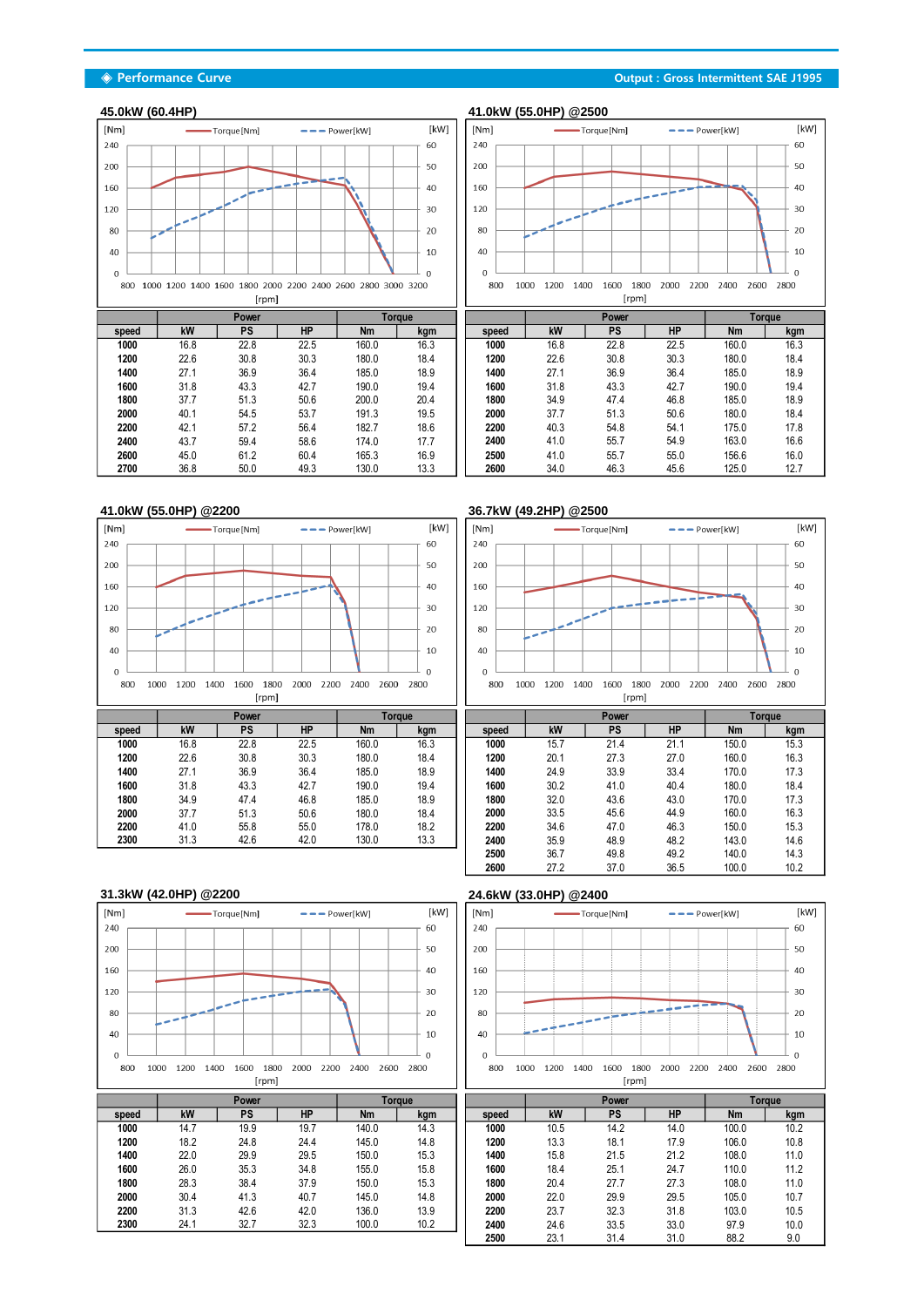## ◈ Performance Curve

Output : Gross Intermittent SAE J1995

### 45.0kW (60.4HP)

| speed | Power | | | Torque | |
|---|---|---|---|---|---|
| | kW | PS | HP | Nm | kgm |
| 1000 | 16.8 | 22.8 | 22.5 | 160.0 | 16.3 |
| 1200 | 22.6 | 30.8 | 30.3 | 180.0 | 18.4 |
| 1400 | 27.1 | 36.9 | 36.4 | 185.0 | 18.9 |
| 1600 | 31.8 | 43.3 | 42.7 | 190.0 | 19.4 |
| 1800 | 37.7 | 51.3 | 50.6 | 200.0 | 20.4 |
| 2000 | 40.1 | 54.5 | 53.7 | 191.3 | 19.5 |
| 2200 | 42.1 | 57.2 | 56.4 | 182.7 | 18.6 |
| 2400 | 43.7 | 59.4 | 58.6 | 174.0 | 17.7 |
| 2600 | 45.0 | 61.2 | 60.4 | 165.3 | 16.9 |
| 2700 | 36.8 | 50.0 | 49.3 | 130.0 | 13.3 |

### 41.0kW (55.0HP) @2500

| speed | Power | | | Torque | |
|---|---|---|---|---|---|
| | kW | PS | HP | Nm | kgm |
| 1000 | 16.8 | 22.8 | 22.5 | 160.0 | 16.3 |
| 1200 | 22.6 | 30.8 | 30.3 | 180.0 | 18.4 |
| 1400 | 27.1 | 36.9 | 36.4 | 185.0 | 18.9 |
| 1600 | 31.8 | 43.3 | 42.7 | 190.0 | 19.4 |
| 1800 | 34.9 | 47.4 | 46.8 | 185.0 | 18.9 |
| 2000 | 37.7 | 51.3 | 50.6 | 180.0 | 18.4 |
| 2200 | 40.3 | 54.8 | 54.1 | 175.0 | 17.8 |
| 2400 | 41.0 | 55.7 | 54.9 | 163.0 | 16.6 |
| 2500 | 41.0 | 55.7 | 55.0 | 156.6 | 16.0 |
| 2600 | 34.0 | 46.3 | 45.6 | 125.0 | 12.7 |

### 41.0kW (55.0HP) @2200

| speed | Power | | | Torque | |
|---|---|---|---|---|---|
| | kW | PS | HP | Nm | kgm |
| 1000 | 16.8 | 22.8 | 22.5 | 160.0 | 16.3 |
| 1200 | 22.6 | 30.8 | 30.3 | 180.0 | 18.4 |
| 1400 | 27.1 | 36.9 | 36.4 | 185.0 | 18.9 |
| 1600 | 31.8 | 43.3 | 42.7 | 190.0 | 19.4 |
| 1800 | 34.9 | 47.4 | 46.8 | 185.0 | 18.9 |
| 2000 | 37.7 | 51.3 | 50.6 | 180.0 | 18.4 |
| 2200 | 41.0 | 55.8 | 55.0 | 178.0 | 18.2 |
| 2300 | 31.3 | 42.6 | 42.0 | 130.0 | 13.3 |

### 36.7kW (49.2HP) @2500

| speed | Power | | | Torque | |
|---|---|---|---|---|---|
| | kW | PS | HP | Nm | kgm |
| 1000 | 15.7 | 21.4 | 21.1 | 150.0 | 15.3 |
| 1200 | 20.1 | 27.3 | 27.0 | 160.0 | 16.3 |
| 1400 | 24.9 | 33.9 | 33.4 | 170.0 | 17.3 |
| 1600 | 30.2 | 41.0 | 40.4 | 180.0 | 18.4 |
| 1800 | 32.0 | 43.6 | 43.0 | 170.0 | 17.3 |
| 2000 | 33.5 | 45.6 | 44.9 | 160.0 | 16.3 |
| 2200 | 34.6 | 47.0 | 46.3 | 150.0 | 15.3 |
| 2400 | 35.9 | 48.9 | 48.2 | 143.0 | 14.6 |
| 2500 | 36.7 | 49.8 | 49.2 | 140.0 | 14.3 |
| 2600 | 27.2 | 37.0 | 36.5 | 100.0 | 10.2 |

### 31.3kW (42.0HP) @2200

| speed | Power | | | Torque | |
|---|---|---|---|---|---|
| | kW | PS | HP | Nm | kgm |
| 1000 | 14.7 | 19.9 | 19.7 | 140.0 | 14.3 |
| 1200 | 18.2 | 24.8 | 24.4 | 145.0 | 14.8 |
| 1400 | 22.0 | 29.9 | 29.5 | 150.0 | 15.3 |
| 1600 | 26.0 | 35.3 | 34.8 | 155.0 | 15.8 |
| 1800 | 28.3 | 38.4 | 37.9 | 150.0 | 15.3 |
| 2000 | 30.4 | 41.3 | 40.7 | 145.0 | 14.8 |
| 2200 | 31.3 | 42.6 | 42.0 | 136.0 | 13.9 |
| 2300 | 24.1 | 32.7 | 32.3 | 100.0 | 10.2 |

### 24.6kW (33.0HP) @2400

| speed | Power | | | Torque | |
|---|---|---|---|---|---|
| | kW | PS | HP | Nm | kgm |
| 1000 | 10.5 | 14.2 | 14.0 | 100.0 | 10.2 |
| 1200 | 13.3 | 18.1 | 17.9 | 106.0 | 10.8 |
| 1400 | 15.8 | 21.5 | 21.2 | 108.0 | 11.0 |
| 1600 | 18.4 | 25.1 | 24.7 | 110.0 | 11.2 |
| 1800 | 20.4 | 27.7 | 27.3 | 108.0 | 11.0 |
| 2000 | 22.0 | 29.9 | 29.5 | 105.0 | 10.7 |
| 2200 | 23.7 | 32.3 | 31.8 | 103.0 | 10.5 |
| 2400 | 24.6 | 33.5 | 33.0 | 97.9 | 10.0 |
| 2500 | 23.1 | 31.4 | 31.0 | 88.2 | 9.0 |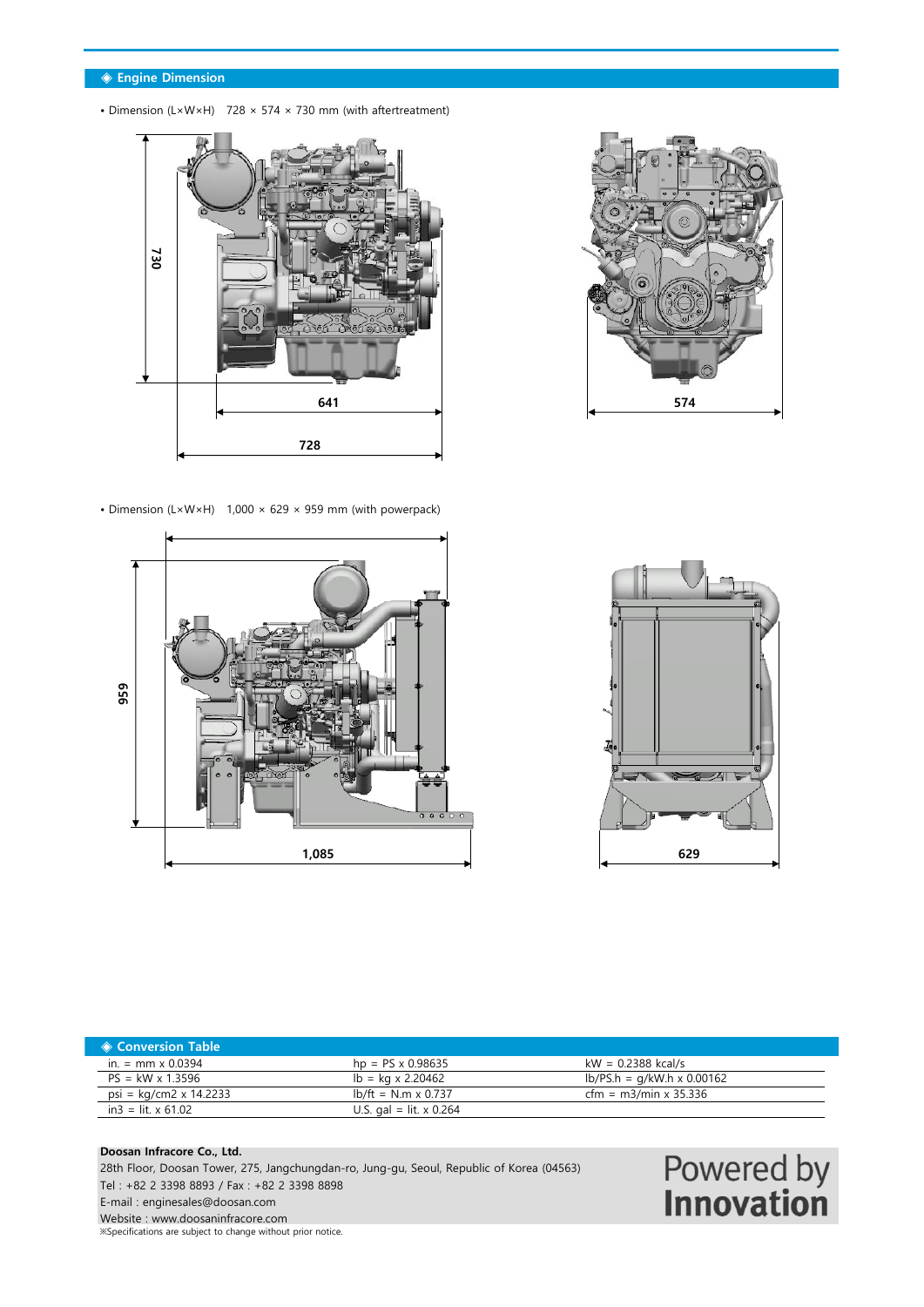## ◈ Engine Dimension

- Dimension (L×W×H)   728 × 574 × 730 mm (with aftertreatment)

730

641

728

574

- Dimension (L×W×H)   1,000 × 629 × 959 mm (with powerpack)

959

1,085

629

## ◈ Conversion Table

| | | |
|---|---|---|
| in. = mm x 0.0394 | hp = PS x 0.98635 | kW = 0.2388 kcal/s |
| PS = kW x 1.3596 | lb = kg x 2.20462 | lb/PS.h = g/kW.h x 0.00162 |
| psi = kg/cm2 x 14.2233 | lb/ft = N.m x 0.737 | cfm = m3/min x 35.336 |
| in3 = lit. x 61.02 | U.S. gal = lit. x 0.264 | |

**Doosan Infracore Co., Ltd.**
28th Floor, Doosan Tower, 275, Jangchungdan-ro, Jung-gu, Seoul, Republic of Korea (04563)
Tel : +82 2 3398 8893 / Fax : +82 2 3398 8898
E-mail : enginesales@doosan.com
Website : www.doosaninfracore.com
※Specifications are subject to change without prior notice.

Powered by **Innovation**